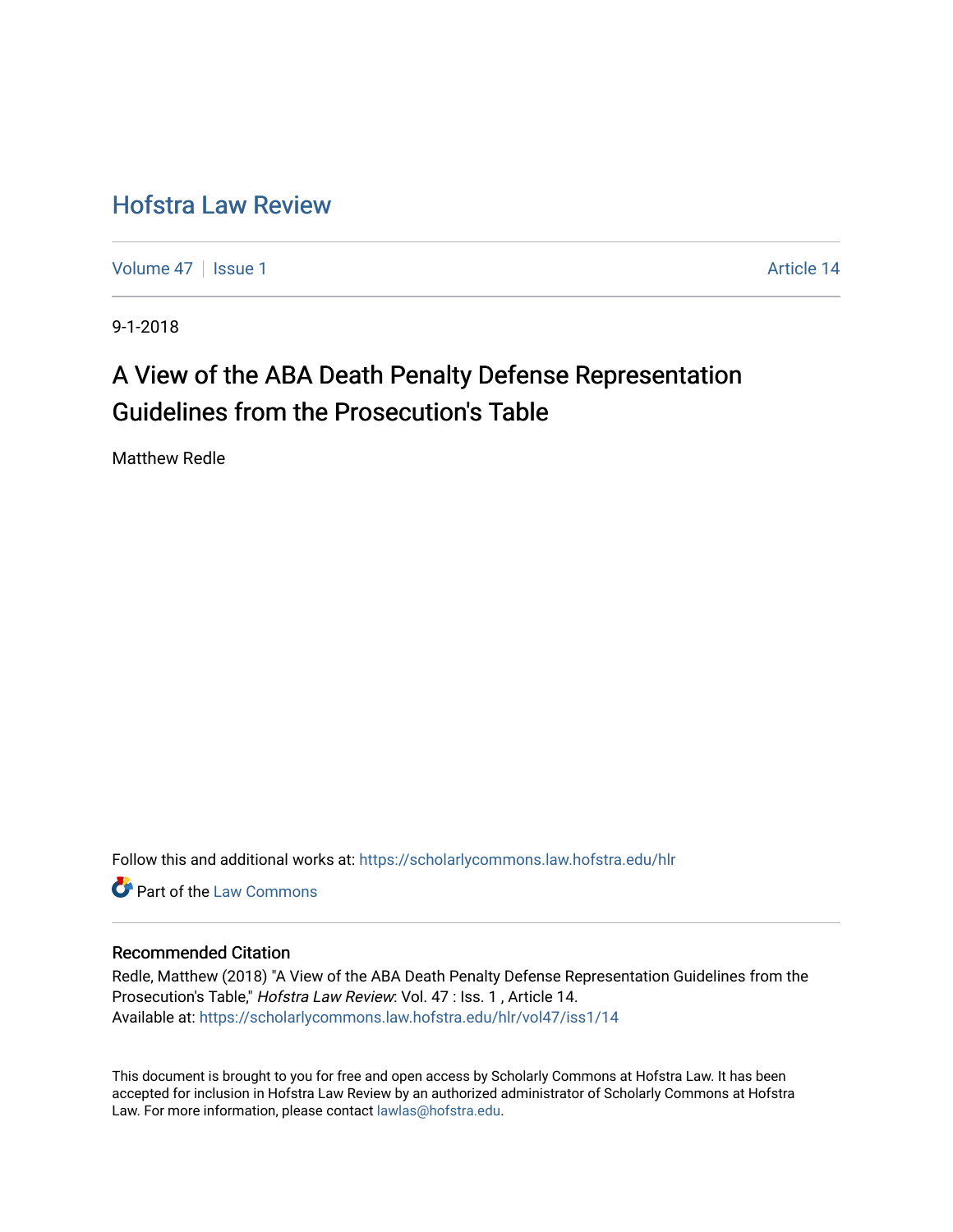# Hofstra Law Review

Volume 47 | Issue 1 | Article 14

9-1-2018

## A View of the ABA Death Penalty Defense Representation Guidelines from the Prosecution's Table

Matthew Redle

Follow this and additional works at: https://scholarlycommons.law.hofstra.edu/hlr

Part of the Law Commons

### Recommended Citation

Redle, Matthew (2018) "A View of the ABA Death Penalty Defense Representation Guidelines from the Prosecution's Table," *Hofstra Law Review*: Vol. 47 : Iss. 1 , Article 14.
Available at: https://scholarlycommons.law.hofstra.edu/hlr/vol47/iss1/14

This document is brought to you for free and open access by Scholarly Commons at Hofstra Law. It has been accepted for inclusion in Hofstra Law Review by an authorized administrator of Scholarly Commons at Hofstra Law. For more information, please contact lawlas@hofstra.edu.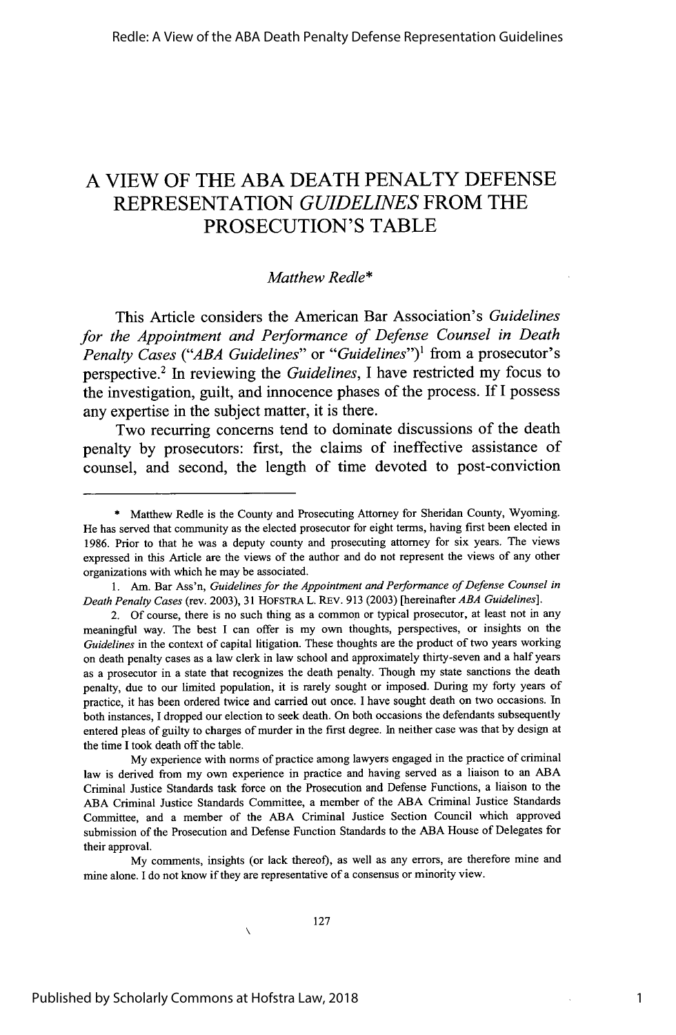# A VIEW OF THE ABA DEATH PENALTY DEFENSE REPRESENTATION *GUIDELINES* FROM THE PROSECUTION'S TABLE

*Matthew Redle**

This Article considers the American Bar Association's *Guidelines for the Appointment and Performance of Defense Counsel in Death Penalty Cases* ("*ABA Guidelines*" or "*Guidelines*")[1] from a prosecutor's perspective.[2] In reviewing the *Guidelines*, I have restricted my focus to the investigation, guilt, and innocence phases of the process. If I possess any expertise in the subject matter, it is there.

Two recurring concerns tend to dominate discussions of the death penalty by prosecutors: first, the claims of ineffective assistance of counsel, and second, the length of time devoted to post-conviction

---

\* Matthew Redle is the County and Prosecuting Attorney for Sheridan County, Wyoming. He has served that community as the elected prosecutor for eight terms, having first been elected in 1986. Prior to that he was a deputy county and prosecuting attorney for six years. The views expressed in this Article are the views of the author and do not represent the views of any other organizations with which he may be associated.

1. Am. Bar Ass'n, *Guidelines for the Appointment and Performance of Defense Counsel in Death Penalty Cases* (rev. 2003), 31 HOFSTRA L. REV. 913 (2003) [hereinafter *ABA Guidelines*].

2. Of course, there is no such thing as a common or typical prosecutor, at least not in any meaningful way. The best I can offer is my own thoughts, perspectives, or insights on the *Guidelines* in the context of capital litigation. These thoughts are the product of two years working on death penalty cases as a law clerk in law school and approximately thirty-seven and a half years as a prosecutor in a state that recognizes the death penalty. Though my state sanctions the death penalty, due to our limited population, it is rarely sought or imposed. During my forty years of practice, it has been ordered twice and carried out once. I have sought death on two occasions. In both instances, I dropped our election to seek death. On both occasions the defendants subsequently entered pleas of guilty to charges of murder in the first degree. In neither case was that by design at the time I took death off the table.

My experience with norms of practice among lawyers engaged in the practice of criminal law is derived from my own experience in practice and having served as a liaison to an ABA Criminal Justice Standards task force on the Prosecution and Defense Functions, a liaison to the ABA Criminal Justice Standards Committee, a member of the ABA Criminal Justice Standards Committee, and a member of the ABA Criminal Justice Section Council which approved submission of the Prosecution and Defense Function Standards to the ABA House of Delegates for their approval.

My comments, insights (or lack thereof), as well as any errors, are therefore mine and mine alone. I do not know if they are representative of a consensus or minority view.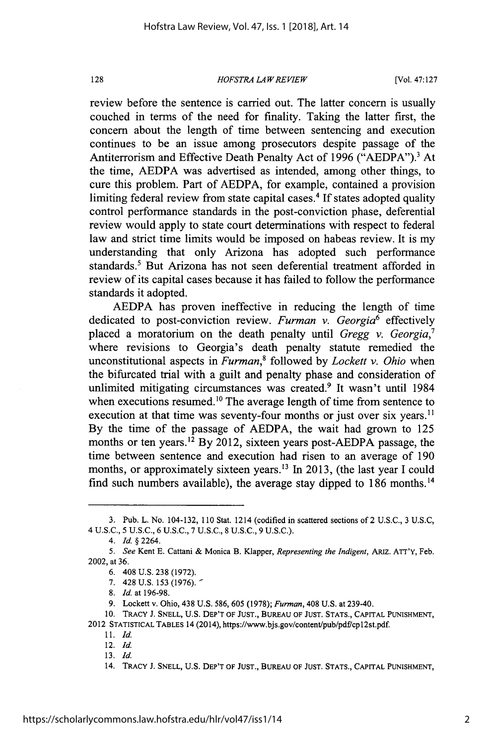review before the sentence is carried out. The latter concern is usually couched in terms of the need for finality. Taking the latter first, the concern about the length of time between sentencing and execution continues to be an issue among prosecutors despite passage of the Antiterrorism and Effective Death Penalty Act of 1996 ("AEDPA").[3] At the time, AEDPA was advertised as intended, among other things, to cure this problem. Part of AEDPA, for example, contained a provision limiting federal review from state capital cases.[4] If states adopted quality control performance standards in the post-conviction phase, deferential review would apply to state court determinations with respect to federal law and strict time limits would be imposed on habeas review. It is my understanding that only Arizona has adopted such performance standards.[5] But Arizona has not seen deferential treatment afforded in review of its capital cases because it has failed to follow the performance standards it adopted.

AEDPA has proven ineffective in reducing the length of time dedicated to post-conviction review. *Furman v. Georgia*[6] effectively placed a moratorium on the death penalty until *Gregg v. Georgia*,[7] where revisions to Georgia's death penalty statute remedied the unconstitutional aspects in *Furman*,[8] followed by *Lockett v. Ohio* when the bifurcated trial with a guilt and penalty phase and consideration of unlimited mitigating circumstances was created.[9] It wasn't until 1984 when executions resumed.[10] The average length of time from sentence to execution at that time was seventy-four months or just over six years.[11] By the time of the passage of AEDPA, the wait had grown to 125 months or ten years.[12] By 2012, sixteen years post-AEDPA passage, the time between sentence and execution had risen to an average of 190 months, or approximately sixteen years.[13] In 2013, (the last year I could find such numbers available), the average stay dipped to 186 months.[14]

---

3. Pub. L. No. 104-132, 110 Stat. 1214 (codified in scattered sections of 2 U.S.C., 3 U.S.C, 4 U.S.C., 5 U.S.C., 6 U.S.C., 7 U.S.C., 8 U.S.C., 9 U.S.C.).

4. *Id.* § 2264.

5. *See* Kent E. Cattani & Monica B. Klapper, *Representing the Indigent*, ARIZ. ATT'Y, Feb. 2002, at 36.

6. 408 U.S. 238 (1972).

7. 428 U.S. 153 (1976).

8. *Id.* at 196-98.

9. Lockett v. Ohio, 438 U.S. 586, 605 (1978); *Furman*, 408 U.S. at 239-40.

10. TRACY J. SNELL, U.S. DEP'T OF JUST., BUREAU OF JUST. STATS., CAPITAL PUNISHMENT, 2012 STATISTICAL TABLES 14 (2014), https://www.bjs.gov/content/pub/pdf/cp12st.pdf.

11. *Id.*

12. *Id.*

13. *Id.*

14. TRACY J. SNELL, U.S. DEP'T OF JUST., BUREAU OF JUST. STATS., CAPITAL PUNISHMENT,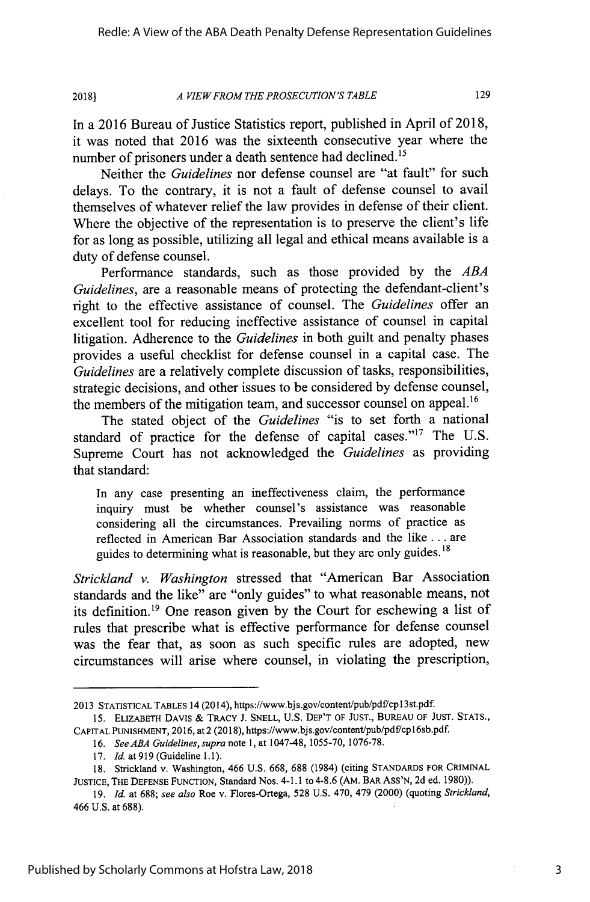In a 2016 Bureau of Justice Statistics report, published in April of 2018, it was noted that 2016 was the sixteenth consecutive year where the number of prisoners under a death sentence had declined.[15]

Neither the *Guidelines* nor defense counsel are "at fault" for such delays. To the contrary, it is not a fault of defense counsel to avail themselves of whatever relief the law provides in defense of their client. Where the objective of the representation is to preserve the client's life for as long as possible, utilizing all legal and ethical means available is a duty of defense counsel.

Performance standards, such as those provided by the *ABA Guidelines*, are a reasonable means of protecting the defendant-client's right to the effective assistance of counsel. The *Guidelines* offer an excellent tool for reducing ineffective assistance of counsel in capital litigation. Adherence to the *Guidelines* in both guilt and penalty phases provides a useful checklist for defense counsel in a capital case. The *Guidelines* are a relatively complete discussion of tasks, responsibilities, strategic decisions, and other issues to be considered by defense counsel, the members of the mitigation team, and successor counsel on appeal.[16]

The stated object of the *Guidelines* "is to set forth a national standard of practice for the defense of capital cases."[17] The U.S. Supreme Court has not acknowledged the *Guidelines* as providing that standard:

> In any case presenting an ineffectiveness claim, the performance inquiry must be whether counsel's assistance was reasonable considering all the circumstances. Prevailing norms of practice as reflected in American Bar Association standards and the like . . . are guides to determining what is reasonable, but they are only guides.[18]

*Strickland v. Washington* stressed that "American Bar Association standards and the like" are "only guides" to what reasonable means, not its definition.[19] One reason given by the Court for eschewing a list of rules that prescribe what is effective performance for defense counsel was the fear that, as soon as such specific rules are adopted, new circumstances will arise where counsel, in violating the prescription,

---

2013 STATISTICAL TABLES 14 (2014), https://www.bjs.gov/content/pub/pdf/cp13st.pdf.

15. ELIZABETH DAVIS & TRACY J. SNELL, U.S. DEP'T OF JUST., BUREAU OF JUST. STATS., CAPITAL PUNISHMENT, 2016, at 2 (2018), https://www.bjs.gov/content/pub/pdf/cp16sb.pdf.

16. *See ABA Guidelines*, *supra* note 1, at 1047-48, 1055-70, 1076-78.

17. *Id.* at 919 (Guideline 1.1).

18. Strickland v. Washington, 466 U.S. 668, 688 (1984) (citing STANDARDS FOR CRIMINAL JUSTICE, THE DEFENSE FUNCTION, Standard Nos. 4-1.1 to 4-8.6 (AM. BAR ASS'N, 2d ed. 1980)).

19. *Id.* at 688; *see also* Roe v. Flores-Ortega, 528 U.S. 470, 479 (2000) (quoting *Strickland*, 466 U.S. at 688).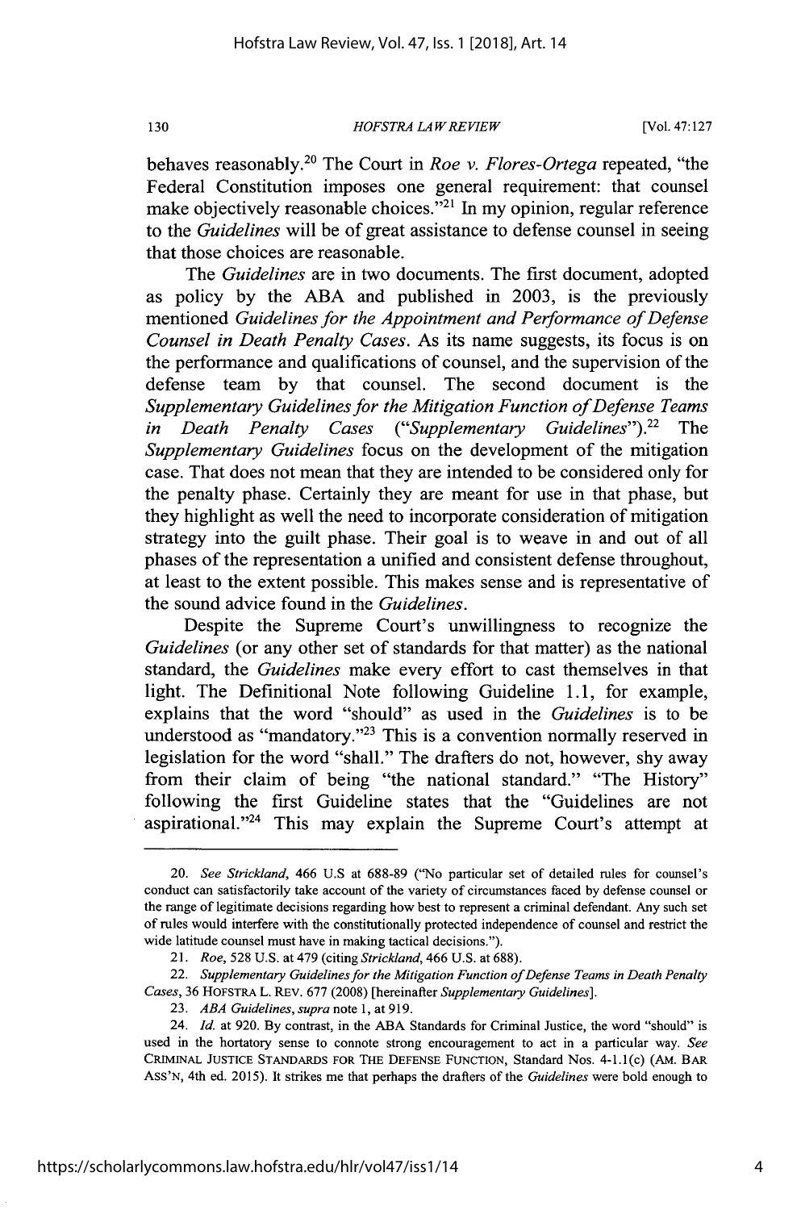behaves reasonably.[20] The Court in *Roe v. Flores-Ortega* repeated, "the Federal Constitution imposes one general requirement: that counsel make objectively reasonable choices."[21] In my opinion, regular reference to the *Guidelines* will be of great assistance to defense counsel in seeing that those choices are reasonable.

The *Guidelines* are in two documents. The first document, adopted as policy by the ABA and published in 2003, is the previously mentioned *Guidelines for the Appointment and Performance of Defense Counsel in Death Penalty Cases*. As its name suggests, its focus is on the performance and qualifications of counsel, and the supervision of the defense team by that counsel. The second document is the *Supplementary Guidelines for the Mitigation Function of Defense Teams in Death Penalty Cases* ("*Supplementary Guidelines*").[22] The *Supplementary Guidelines* focus on the development of the mitigation case. That does not mean that they are intended to be considered only for the penalty phase. Certainly they are meant for use in that phase, but they highlight as well the need to incorporate consideration of mitigation strategy into the guilt phase. Their goal is to weave in and out of all phases of the representation a unified and consistent defense throughout, at least to the extent possible. This makes sense and is representative of the sound advice found in the *Guidelines*.

Despite the Supreme Court's unwillingness to recognize the *Guidelines* (or any other set of standards for that matter) as the national standard, the *Guidelines* make every effort to cast themselves in that light. The Definitional Note following Guideline 1.1, for example, explains that the word "should" as used in the *Guidelines* is to be understood as "mandatory."[23] This is a convention normally reserved in legislation for the word "shall." The drafters do not, however, shy away from their claim of being "the national standard." "The History" following the first Guideline states that the "Guidelines are not aspirational."[24] This may explain the Supreme Court's attempt at

---

20. *See Strickland*, 466 U.S at 688-89 ("No particular set of detailed rules for counsel's conduct can satisfactorily take account of the variety of circumstances faced by defense counsel or the range of legitimate decisions regarding how best to represent a criminal defendant. Any such set of rules would interfere with the constitutionally protected independence of counsel and restrict the wide latitude counsel must have in making tactical decisions.").

21. *Roe*, 528 U.S. at 479 (citing *Strickland*, 466 U.S. at 688).

22. *Supplementary Guidelines for the Mitigation Function of Defense Teams in Death Penalty Cases*, 36 HOFSTRA L. REV. 677 (2008) [hereinafter *Supplementary Guidelines*].

23. *ABA Guidelines*, *supra* note 1, at 919.

24. *Id.* at 920. By contrast, in the ABA Standards for Criminal Justice, the word "should" is used in the hortatory sense to connote strong encouragement to act in a particular way. *See* CRIMINAL JUSTICE STANDARDS FOR THE DEFENSE FUNCTION, Standard Nos. 4-1.1(c) (AM. BAR ASS'N, 4th ed. 2015). It strikes me that perhaps the drafters of the *Guidelines* were bold enough to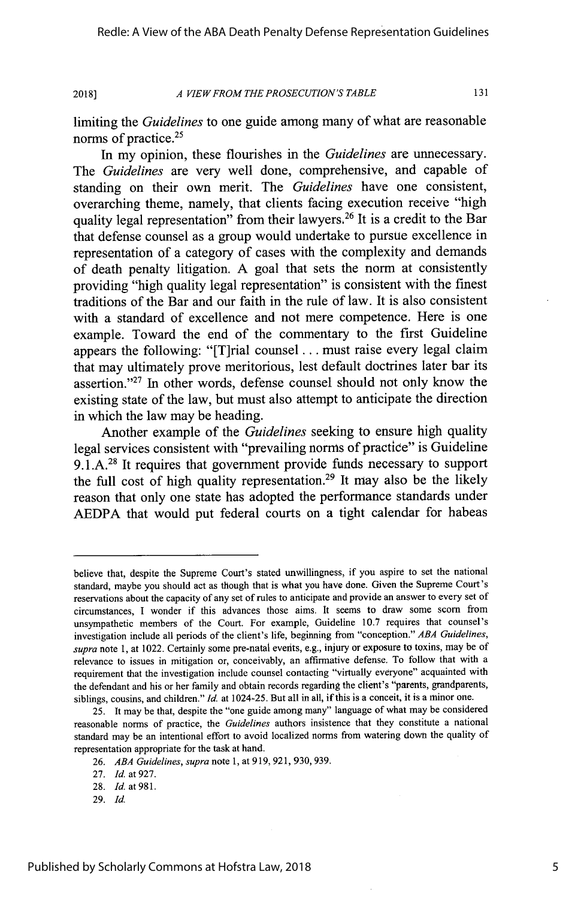limiting the *Guidelines* to one guide among many of what are reasonable norms of practice.[25]

In my opinion, these flourishes in the *Guidelines* are unnecessary. The *Guidelines* are very well done, comprehensive, and capable of standing on their own merit. The *Guidelines* have one consistent, overarching theme, namely, that clients facing execution receive "high quality legal representation" from their lawyers.[26] It is a credit to the Bar that defense counsel as a group would undertake to pursue excellence in representation of a category of cases with the complexity and demands of death penalty litigation. A goal that sets the norm at consistently providing "high quality legal representation" is consistent with the finest traditions of the Bar and our faith in the rule of law. It is also consistent with a standard of excellence and not mere competence. Here is one example. Toward the end of the commentary to the first Guideline appears the following: "[T]rial counsel . . . must raise every legal claim that may ultimately prove meritorious, lest default doctrines later bar its assertion."[27] In other words, defense counsel should not only know the existing state of the law, but must also attempt to anticipate the direction in which the law may be heading.

Another example of the *Guidelines* seeking to ensure high quality legal services consistent with "prevailing norms of practice" is Guideline 9.1.A.[28] It requires that government provide funds necessary to support the full cost of high quality representation.[29] It may also be the likely reason that only one state has adopted the performance standards under AEDPA that would put federal courts on a tight calendar for habeas

---

believe that, despite the Supreme Court's stated unwillingness, if you aspire to set the national standard, maybe you should act as though that is what you have done. Given the Supreme Court's reservations about the capacity of any set of rules to anticipate and provide an answer to every set of circumstances, I wonder if this advances those aims. It seems to draw some scorn from unsympathetic members of the Court. For example, Guideline 10.7 requires that counsel's investigation include all periods of the client's life, beginning from "conception." *ABA Guidelines*, *supra* note 1, at 1022. Certainly some pre-natal events, e.g., injury or exposure to toxins, may be of relevance to issues in mitigation or, conceivably, an affirmative defense. To follow that with a requirement that the investigation include counsel contacting "virtually everyone" acquainted with the defendant and his or her family and obtain records regarding the client's "parents, grandparents, siblings, cousins, and children." *Id.* at 1024-25. But all in all, if this is a conceit, it is a minor one.

25. It may be that, despite the "one guide among many" language of what may be considered reasonable norms of practice, the *Guidelines* authors insistence that they constitute a national standard may be an intentional effort to avoid localized norms from watering down the quality of representation appropriate for the task at hand.

26. *ABA Guidelines*, *supra* note 1, at 919, 921, 930, 939.

27. *Id.* at 927.

28. *Id.* at 981.

29. *Id.*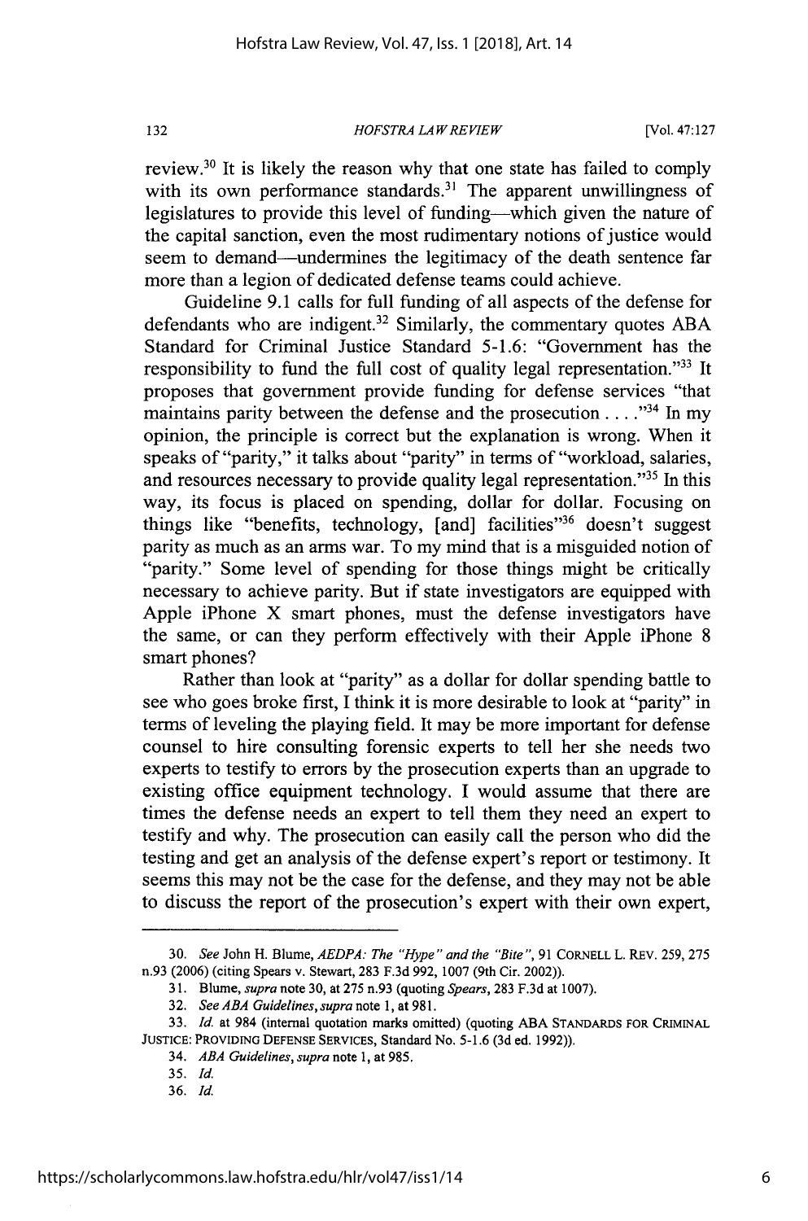review.[30] It is likely the reason why that one state has failed to comply with its own performance standards.[31] The apparent unwillingness of legislatures to provide this level of funding—which given the nature of the capital sanction, even the most rudimentary notions of justice would seem to demand—undermines the legitimacy of the death sentence far more than a legion of dedicated defense teams could achieve.

Guideline 9.1 calls for full funding of all aspects of the defense for defendants who are indigent.[32] Similarly, the commentary quotes ABA Standard for Criminal Justice Standard 5-1.6: "Government has the responsibility to fund the full cost of quality legal representation."[33] It proposes that government provide funding for defense services "that maintains parity between the defense and the prosecution . . . ."[34] In my opinion, the principle is correct but the explanation is wrong. When it speaks of "parity," it talks about "parity" in terms of "workload, salaries, and resources necessary to provide quality legal representation."[35] In this way, its focus is placed on spending, dollar for dollar. Focusing on things like "benefits, technology, [and] facilities"[36] doesn't suggest parity as much as an arms war. To my mind that is a misguided notion of "parity." Some level of spending for those things might be critically necessary to achieve parity. But if state investigators are equipped with Apple iPhone X smart phones, must the defense investigators have the same, or can they perform effectively with their Apple iPhone 8 smart phones?

Rather than look at "parity" as a dollar for dollar spending battle to see who goes broke first, I think it is more desirable to look at "parity" in terms of leveling the playing field. It may be more important for defense counsel to hire consulting forensic experts to tell her she needs two experts to testify to errors by the prosecution experts than an upgrade to existing office equipment technology. I would assume that there are times the defense needs an expert to tell them they need an expert to testify and why. The prosecution can easily call the person who did the testing and get an analysis of the defense expert's report or testimony. It seems this may not be the case for the defense, and they may not be able to discuss the report of the prosecution's expert with their own expert,

---

30. *See* John H. Blume, *AEDPA: The "Hype" and the "Bite"*, 91 CORNELL L. REV. 259, 275 n.93 (2006) (citing Spears v. Stewart, 283 F.3d 992, 1007 (9th Cir. 2002)).

31. Blume, *supra* note 30, at 275 n.93 (quoting *Spears*, 283 F.3d at 1007).

32. *See ABA Guidelines*, *supra* note 1, at 981.

33. *Id.* at 984 (internal quotation marks omitted) (quoting ABA STANDARDS FOR CRIMINAL JUSTICE: PROVIDING DEFENSE SERVICES, Standard No. 5-1.6 (3d ed. 1992)).

34. *ABA Guidelines*, *supra* note 1, at 985.

35. *Id.*

36. *Id.*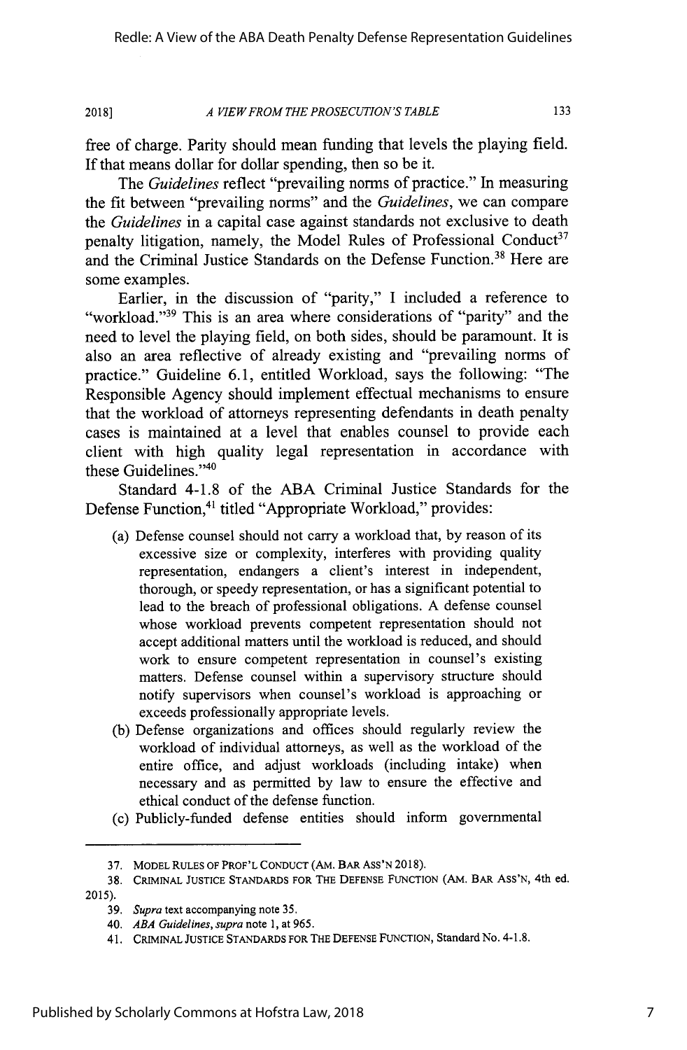free of charge. Parity should mean funding that levels the playing field. If that means dollar for dollar spending, then so be it.

The *Guidelines* reflect "prevailing norms of practice." In measuring the fit between "prevailing norms" and the *Guidelines*, we can compare the *Guidelines* in a capital case against standards not exclusive to death penalty litigation, namely, the Model Rules of Professional Conduct[37] and the Criminal Justice Standards on the Defense Function.[38] Here are some examples.

Earlier, in the discussion of "parity," I included a reference to "workload."[39] This is an area where considerations of "parity" and the need to level the playing field, on both sides, should be paramount. It is also an area reflective of already existing and "prevailing norms of practice." Guideline 6.1, entitled Workload, says the following: "The Responsible Agency should implement effectual mechanisms to ensure that the workload of attorneys representing defendants in death penalty cases is maintained at a level that enables counsel to provide each client with high quality legal representation in accordance with these Guidelines."[40]

Standard 4-1.8 of the ABA Criminal Justice Standards for the Defense Function,[41] titled "Appropriate Workload," provides:

> (a) Defense counsel should not carry a workload that, by reason of its excessive size or complexity, interferes with providing quality representation, endangers a client's interest in independent, thorough, or speedy representation, or has a significant potential to lead to the breach of professional obligations. A defense counsel whose workload prevents competent representation should not accept additional matters until the workload is reduced, and should work to ensure competent representation in counsel's existing matters. Defense counsel within a supervisory structure should notify supervisors when counsel's workload is approaching or exceeds professionally appropriate levels.
>
> (b) Defense organizations and offices should regularly review the workload of individual attorneys, as well as the workload of the entire office, and adjust workloads (including intake) when necessary and as permitted by law to ensure the effective and ethical conduct of the defense function.
>
> (c) Publicly-funded defense entities should inform governmental

---

37. MODEL RULES OF PROF'L CONDUCT (AM. BAR ASS'N 2018).

38. CRIMINAL JUSTICE STANDARDS FOR THE DEFENSE FUNCTION (AM. BAR ASS'N, 4th ed. 2015).

39. *Supra* text accompanying note 35.

40. *ABA Guidelines*, *supra* note 1, at 965.

41. CRIMINAL JUSTICE STANDARDS FOR THE DEFENSE FUNCTION, Standard No. 4-1.8.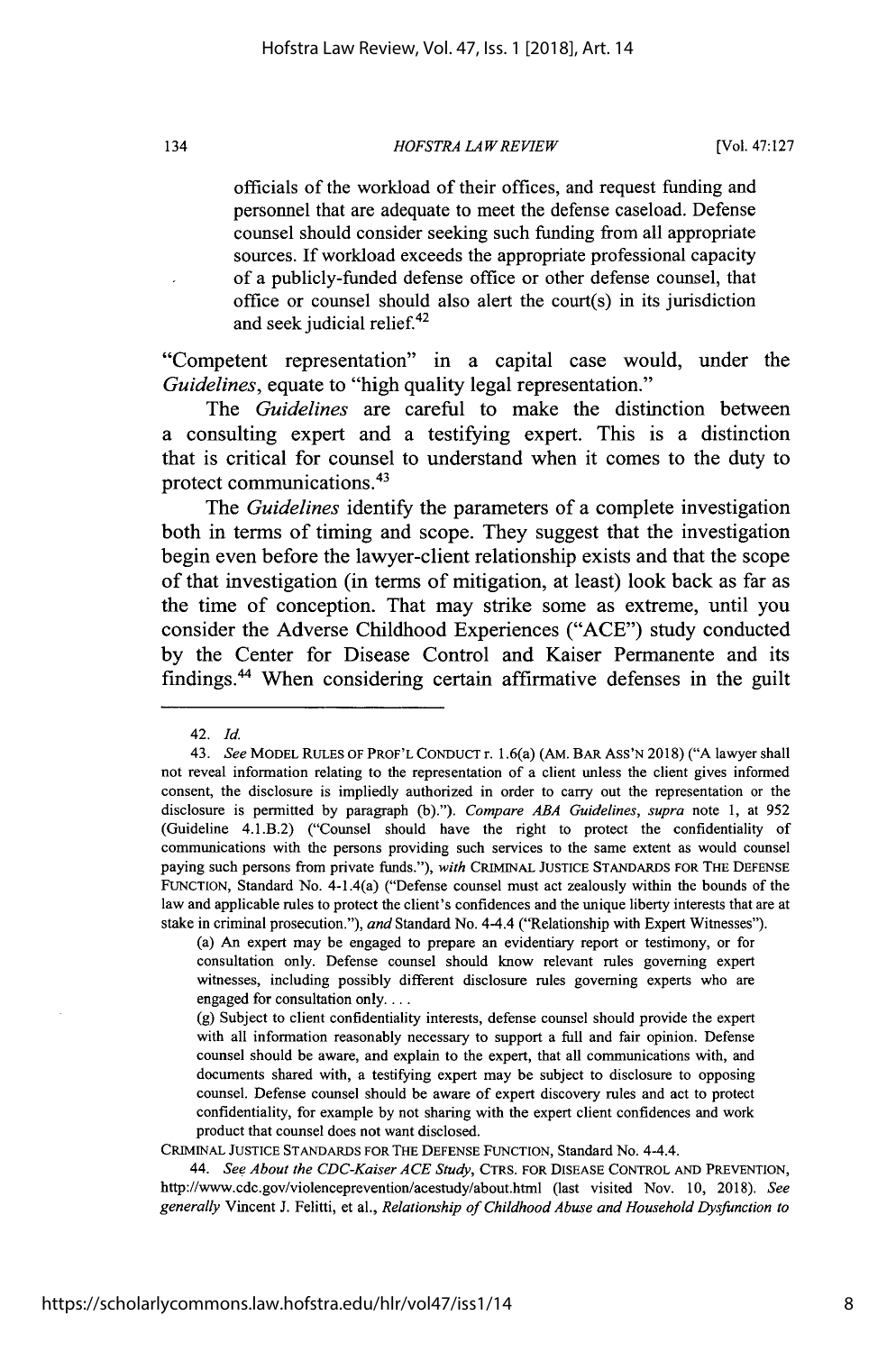> officials of the workload of their offices, and request funding and personnel that are adequate to meet the defense caseload. Defense counsel should consider seeking such funding from all appropriate sources. If workload exceeds the appropriate professional capacity of a publicly-funded defense office or other defense counsel, that office or counsel should also alert the court(s) in its jurisdiction and seek judicial relief.[42]

"Competent representation" in a capital case would, under the *Guidelines*, equate to "high quality legal representation."

The *Guidelines* are careful to make the distinction between a consulting expert and a testifying expert. This is a distinction that is critical for counsel to understand when it comes to the duty to protect communications.[43]

The *Guidelines* identify the parameters of a complete investigation both in terms of timing and scope. They suggest that the investigation begin even before the lawyer-client relationship exists and that the scope of that investigation (in terms of mitigation, at least) look back as far as the time of conception. That may strike some as extreme, until you consider the Adverse Childhood Experiences ("ACE") study conducted by the Center for Disease Control and Kaiser Permanente and its findings.[44] When considering certain affirmative defenses in the guilt

---

42. *Id.*

43. *See* MODEL RULES OF PROF'L CONDUCT r. 1.6(a) (AM. BAR ASS'N 2018) ("A lawyer shall not reveal information relating to the representation of a client unless the client gives informed consent, the disclosure is impliedly authorized in order to carry out the representation or the disclosure is permitted by paragraph (b)."). *Compare ABA Guidelines*, *supra* note 1, at 952 (Guideline 4.1.B.2) ("Counsel should have the right to protect the confidentiality of communications with the persons providing such services to the same extent as would counsel paying such persons from private funds."), *with* CRIMINAL JUSTICE STANDARDS FOR THE DEFENSE FUNCTION, Standard No. 4-1.4(a) ("Defense counsel must act zealously within the bounds of the law and applicable rules to protect the client's confidences and the unique liberty interests that are at stake in criminal prosecution."), *and* Standard No. 4-4.4 ("Relationship with Expert Witnesses").

> (a) An expert may be engaged to prepare an evidentiary report or testimony, or for consultation only. Defense counsel should know relevant rules governing expert witnesses, including possibly different disclosure rules governing experts who are engaged for consultation only. . . .
>
> (g) Subject to client confidentiality interests, defense counsel should provide the expert with all information reasonably necessary to support a full and fair opinion. Defense counsel should be aware, and explain to the expert, that all communications with, and documents shared with, a testifying expert may be subject to disclosure to opposing counsel. Defense counsel should be aware of expert discovery rules and act to protect confidentiality, for example by not sharing with the expert client confidences and work product that counsel does not want disclosed.

CRIMINAL JUSTICE STANDARDS FOR THE DEFENSE FUNCTION, Standard No. 4-4.4.

44. *See About the CDC-Kaiser ACE Study*, CTRS. FOR DISEASE CONTROL AND PREVENTION, http://www.cdc.gov/violenceprevention/acestudy/about.html (last visited Nov. 10, 2018). *See generally* Vincent J. Felitti, et al., *Relationship of Childhood Abuse and Household Dysfunction to*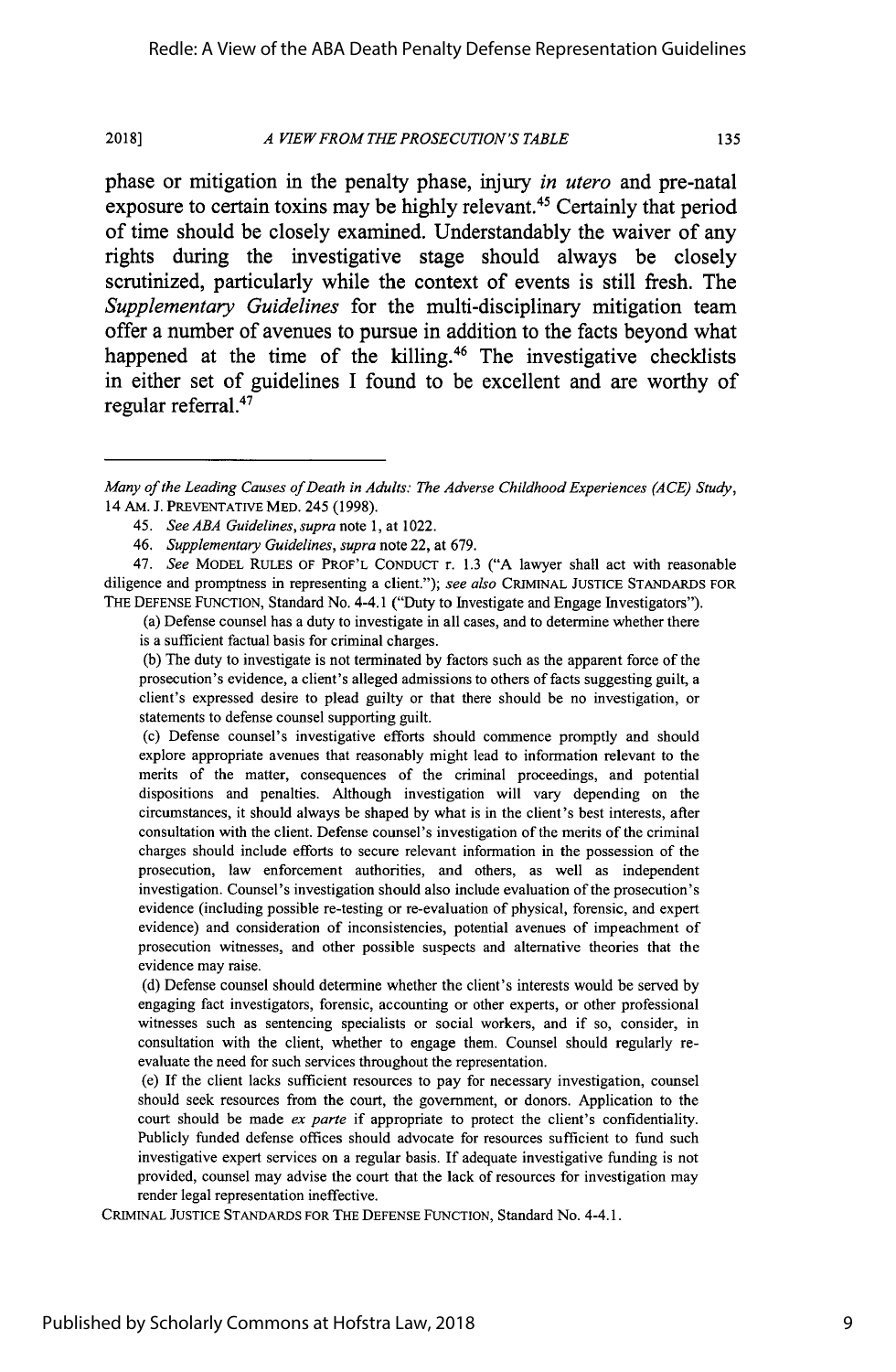phase or mitigation in the penalty phase, injury *in utero* and pre-natal exposure to certain toxins may be highly relevant.[45] Certainly that period of time should be closely examined. Understandably the waiver of any rights during the investigative stage should always be closely scrutinized, particularly while the context of events is still fresh. The *Supplementary Guidelines* for the multi-disciplinary mitigation team offer a number of avenues to pursue in addition to the facts beyond what happened at the time of the killing.[46] The investigative checklists in either set of guidelines I found to be excellent and are worthy of regular referral.[47]

---

*Many of the Leading Causes of Death in Adults: The Adverse Childhood Experiences (ACE) Study*, 14 AM. J. PREVENTATIVE MED. 245 (1998).

45. *See ABA Guidelines*, *supra* note 1, at 1022.

46. *Supplementary Guidelines*, *supra* note 22, at 679.

47. *See* MODEL RULES OF PROF'L CONDUCT r. 1.3 ("A lawyer shall act with reasonable diligence and promptness in representing a client."); *see also* CRIMINAL JUSTICE STANDARDS FOR THE DEFENSE FUNCTION, Standard No. 4-4.1 ("Duty to Investigate and Engage Investigators").

> (a) Defense counsel has a duty to investigate in all cases, and to determine whether there is a sufficient factual basis for criminal charges.
>
> (b) The duty to investigate is not terminated by factors such as the apparent force of the prosecution's evidence, a client's alleged admissions to others of facts suggesting guilt, a client's expressed desire to plead guilty or that there should be no investigation, or statements to defense counsel supporting guilt.
>
> (c) Defense counsel's investigative efforts should commence promptly and should explore appropriate avenues that reasonably might lead to information relevant to the merits of the matter, consequences of the criminal proceedings, and potential dispositions and penalties. Although investigation will vary depending on the circumstances, it should always be shaped by what is in the client's best interests, after consultation with the client. Defense counsel's investigation of the merits of the criminal charges should include efforts to secure relevant information in the possession of the prosecution, law enforcement authorities, and others, as well as independent investigation. Counsel's investigation should also include evaluation of the prosecution's evidence (including possible re-testing or re-evaluation of physical, forensic, and expert evidence) and consideration of inconsistencies, potential avenues of impeachment of prosecution witnesses, and other possible suspects and alternative theories that the evidence may raise.
>
> (d) Defense counsel should determine whether the client's interests would be served by engaging fact investigators, forensic, accounting or other experts, or other professional witnesses such as sentencing specialists or social workers, and if so, consider, in consultation with the client, whether to engage them. Counsel should regularly re-evaluate the need for such services throughout the representation.
>
> (e) If the client lacks sufficient resources to pay for necessary investigation, counsel should seek resources from the court, the government, or donors. Application to the court should be made *ex parte* if appropriate to protect the client's confidentiality. Publicly funded defense offices should advocate for resources sufficient to fund such investigative expert services on a regular basis. If adequate investigative funding is not provided, counsel may advise the court that the lack of resources for investigation may render legal representation ineffective.

CRIMINAL JUSTICE STANDARDS FOR THE DEFENSE FUNCTION, Standard No. 4-4.1.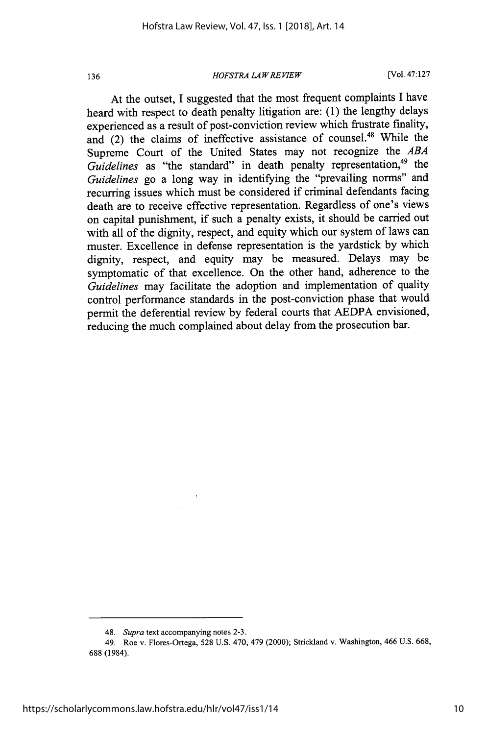At the outset, I suggested that the most frequent complaints I have heard with respect to death penalty litigation are: (1) the lengthy delays experienced as a result of post-conviction review which frustrate finality, and (2) the claims of ineffective assistance of counsel.[48] While the Supreme Court of the United States may not recognize the *ABA Guidelines* as "the standard" in death penalty representation,[49] the *Guidelines* go a long way in identifying the "prevailing norms" and recurring issues which must be considered if criminal defendants facing death are to receive effective representation. Regardless of one's views on capital punishment, if such a penalty exists, it should be carried out with all of the dignity, respect, and equity which our system of laws can muster. Excellence in defense representation is the yardstick by which dignity, respect, and equity may be measured. Delays may be symptomatic of that excellence. On the other hand, adherence to the *Guidelines* may facilitate the adoption and implementation of quality control performance standards in the post-conviction phase that would permit the deferential review by federal courts that AEDPA envisioned, reducing the much complained about delay from the prosecution bar.

---

48. *Supra* text accompanying notes 2-3.

49. Roe v. Flores-Ortega, 528 U.S. 470, 479 (2000); Strickland v. Washington, 466 U.S. 668, 688 (1984).